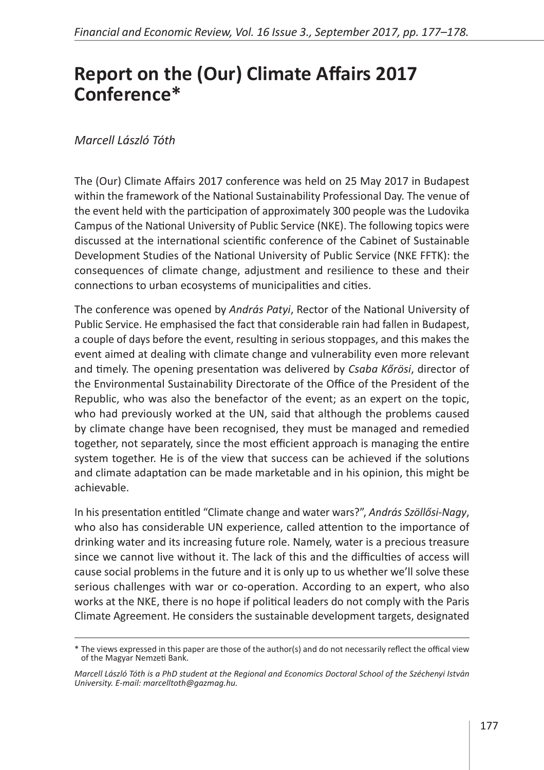# Report on the (Our) Climate Affairs 2017 Conference*

*Marcell László Tóth*

The (Our) Climate Affairs 2017 conference was held on 25 May 2017 in Budapest within the framework of the National Sustainability Professional Day. The venue of the event held with the participation of approximately 300 people was the Ludovika Campus of the National University of Public Service (NKE). The following topics were discussed at the international scientific conference of the Cabinet of Sustainable Development Studies of the National University of Public Service (NKE FFTK): the consequences of climate change, adjustment and resilience to these and their connections to urban ecosystems of municipalities and cities.

The conference was opened by *András Patyi*, Rector of the National University of Public Service. He emphasised the fact that considerable rain had fallen in Budapest, a couple of days before the event, resulting in serious stoppages, and this makes the event aimed at dealing with climate change and vulnerability even more relevant and timely. The opening presentation was delivered by *Csaba Kőrösi*, director of the Environmental Sustainability Directorate of the Office of the President of the Republic, who was also the benefactor of the event; as an expert on the topic, who had previously worked at the UN, said that although the problems caused by climate change have been recognised, they must be managed and remedied together, not separately, since the most efficient approach is managing the entire system together. He is of the view that success can be achieved if the solutions and climate adaptation can be made marketable and in his opinion, this might be achievable.

In his presentation entitled "Climate change and water wars?", *András Szöllősi-Nagy*, who also has considerable UN experience, called attention to the importance of drinking water and its increasing future role. Namely, water is a precious treasure since we cannot live without it. The lack of this and the difficulties of access will cause social problems in the future and it is only up to us whether we'll solve these serious challenges with war or co-operation. According to an expert, who also works at the NKE, there is no hope if political leaders do not comply with the Paris Climate Agreement. He considers the sustainable development targets, designated

---

* The views expressed in this paper are those of the author(s) and do not necessarily reflect the offical view of the Magyar Nemzeti Bank.

*Marcell László Tóth is a PhD student at the Regional and Economics Doctoral School of the Széchenyi István University. E-mail: marcelltoth@gazmag.hu.*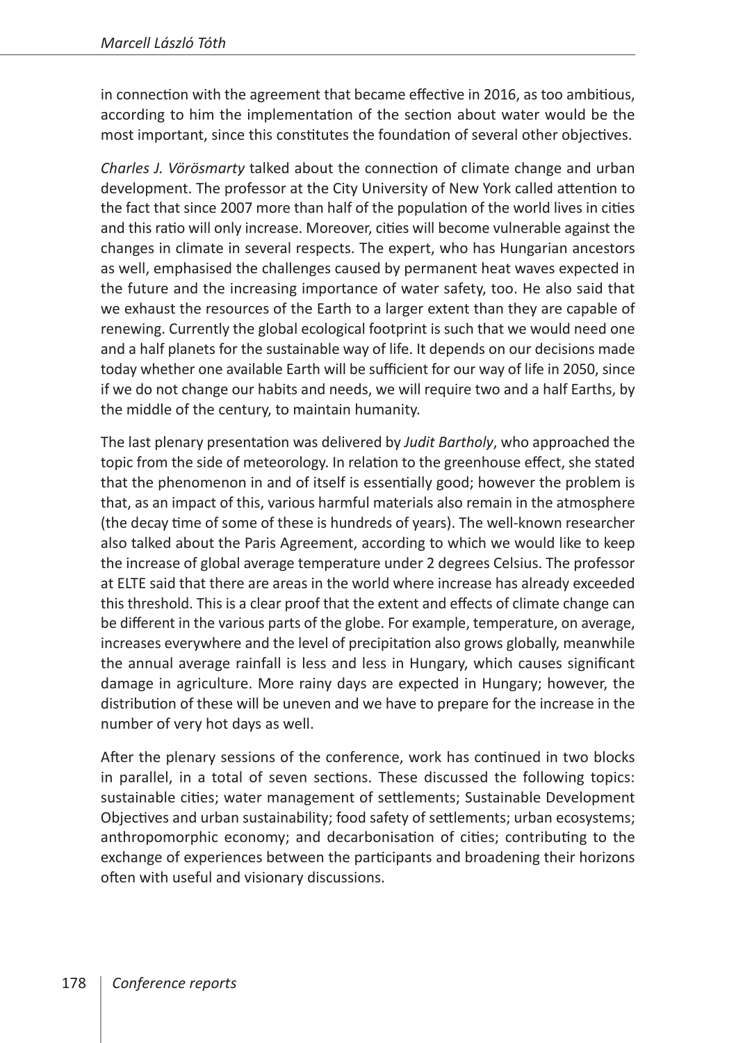in connection with the agreement that became effective in 2016, as too ambitious, according to him the implementation of the section about water would be the most important, since this constitutes the foundation of several other objectives.

*Charles J. Vörösmarty* talked about the connection of climate change and urban development. The professor at the City University of New York called attention to the fact that since 2007 more than half of the population of the world lives in cities and this ratio will only increase. Moreover, cities will become vulnerable against the changes in climate in several respects. The expert, who has Hungarian ancestors as well, emphasised the challenges caused by permanent heat waves expected in the future and the increasing importance of water safety, too. He also said that we exhaust the resources of the Earth to a larger extent than they are capable of renewing. Currently the global ecological footprint is such that we would need one and a half planets for the sustainable way of life. It depends on our decisions made today whether one available Earth will be sufficient for our way of life in 2050, since if we do not change our habits and needs, we will require two and a half Earths, by the middle of the century, to maintain humanity.

The last plenary presentation was delivered by *Judit Bartholy*, who approached the topic from the side of meteorology. In relation to the greenhouse effect, she stated that the phenomenon in and of itself is essentially good; however the problem is that, as an impact of this, various harmful materials also remain in the atmosphere (the decay time of some of these is hundreds of years). The well-known researcher also talked about the Paris Agreement, according to which we would like to keep the increase of global average temperature under 2 degrees Celsius. The professor at ELTE said that there are areas in the world where increase has already exceeded this threshold. This is a clear proof that the extent and effects of climate change can be different in the various parts of the globe. For example, temperature, on average, increases everywhere and the level of precipitation also grows globally, meanwhile the annual average rainfall is less and less in Hungary, which causes significant damage in agriculture. More rainy days are expected in Hungary; however, the distribution of these will be uneven and we have to prepare for the increase in the number of very hot days as well.

After the plenary sessions of the conference, work has continued in two blocks in parallel, in a total of seven sections. These discussed the following topics: sustainable cities; water management of settlements; Sustainable Development Objectives and urban sustainability; food safety of settlements; urban ecosystems; anthropomorphic economy; and decarbonisation of cities; contributing to the exchange of experiences between the participants and broadening their horizons often with useful and visionary discussions.